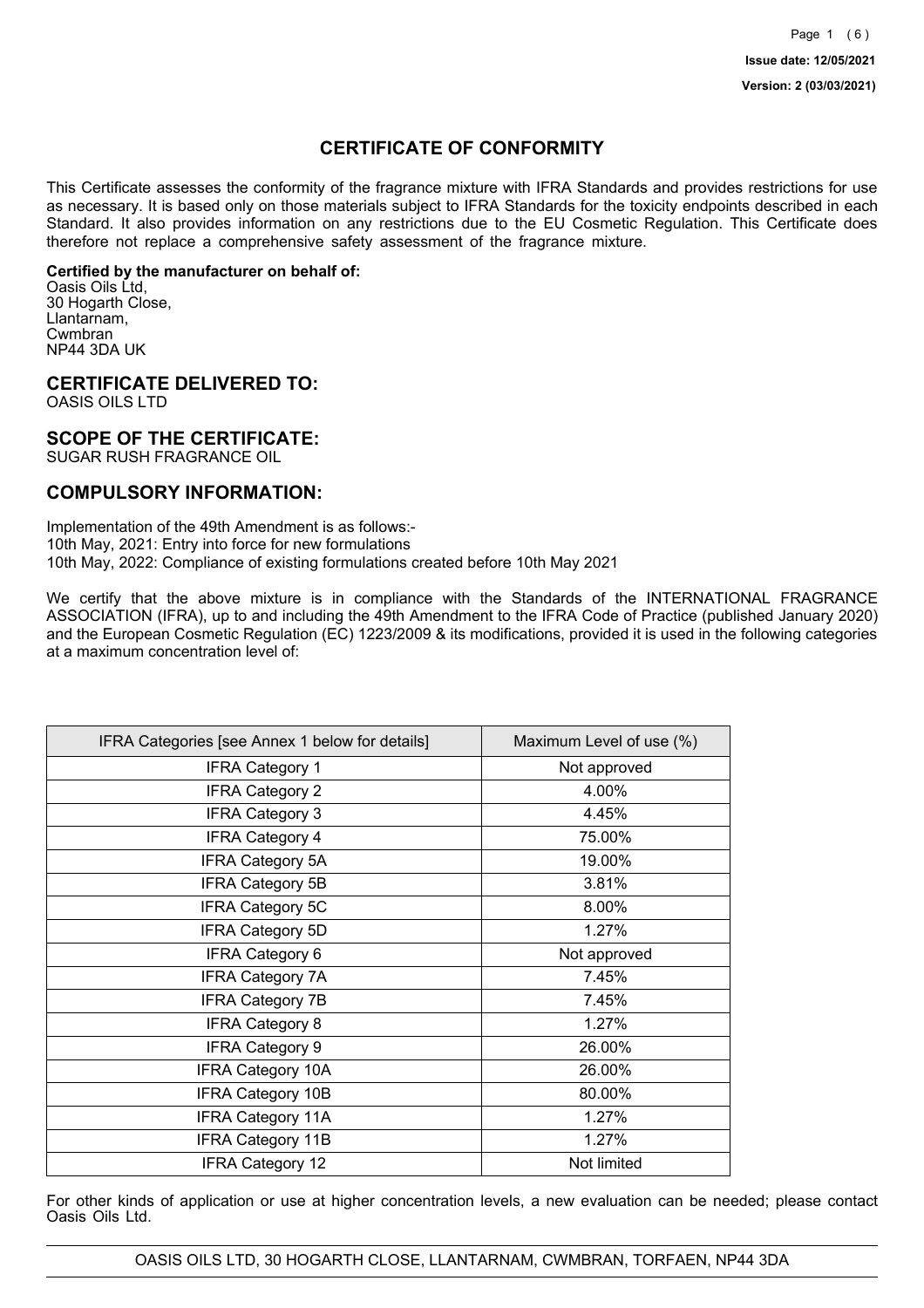**Issue date: 12/05/2021**

**Version: 2 (03/03/2021)**

# CERTIFICATE OF CONFORMITY

This Certificate assesses the conformity of the fragrance mixture with IFRA Standards and provides restrictions for use as necessary. It is based only on those materials subject to IFRA Standards for the toxicity endpoints described in each Standard. It also provides information on any restrictions due to the EU Cosmetic Regulation. This Certificate does therefore not replace a comprehensive safety assessment of the fragrance mixture.

**Certified by the manufacturer on behalf of:**
Oasis Oils Ltd,
30 Hogarth Close,
Llantarnam,
Cwmbran
NP44 3DA UK

## CERTIFICATE DELIVERED TO:

OASIS OILS LTD

## SCOPE OF THE CERTIFICATE:

SUGAR RUSH FRAGRANCE OIL

## COMPULSORY INFORMATION:

Implementation of the 49th Amendment is as follows:-
10th May, 2021: Entry into force for new formulations
10th May, 2022: Compliance of existing formulations created before 10th May 2021

We certify that the above mixture is in compliance with the Standards of the INTERNATIONAL FRAGRANCE ASSOCIATION (IFRA), up to and including the 49th Amendment to the IFRA Code of Practice (published January 2020) and the European Cosmetic Regulation (EC) 1223/2009 & its modifications, provided it is used in the following categories at a maximum concentration level of:

| IFRA Categories [see Annex 1 below for details] | Maximum Level of use (%) |
|---|---|
| IFRA Category 1 | Not approved |
| IFRA Category 2 | 4.00% |
| IFRA Category 3 | 4.45% |
| IFRA Category 4 | 75.00% |
| IFRA Category 5A | 19.00% |
| IFRA Category 5B | 3.81% |
| IFRA Category 5C | 8.00% |
| IFRA Category 5D | 1.27% |
| IFRA Category 6 | Not approved |
| IFRA Category 7A | 7.45% |
| IFRA Category 7B | 7.45% |
| IFRA Category 8 | 1.27% |
| IFRA Category 9 | 26.00% |
| IFRA Category 10A | 26.00% |
| IFRA Category 10B | 80.00% |
| IFRA Category 11A | 1.27% |
| IFRA Category 11B | 1.27% |
| IFRA Category 12 | Not limited |

For other kinds of application or use at higher concentration levels, a new evaluation can be needed; please contact Oasis Oils Ltd.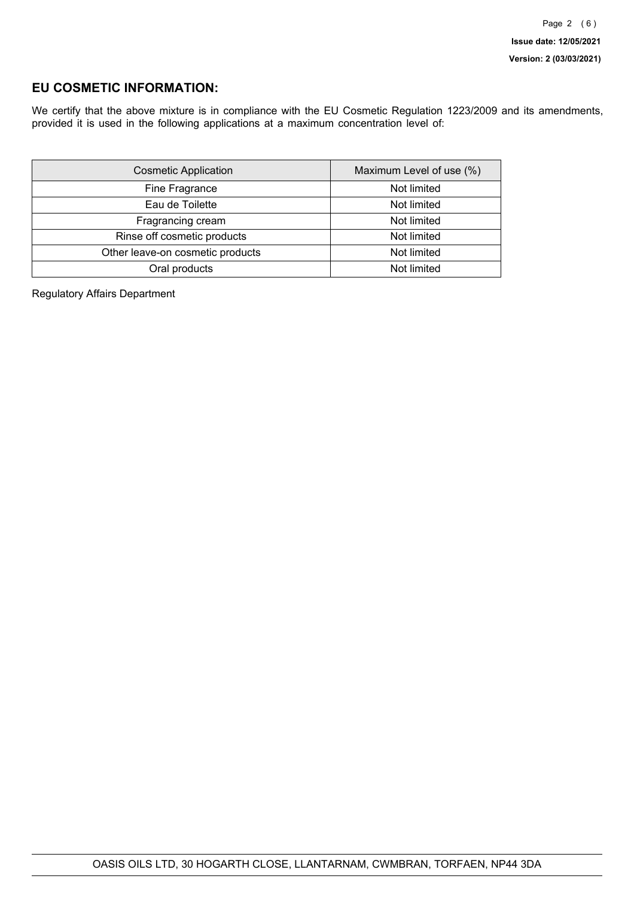## EU COSMETIC INFORMATION:

We certify that the above mixture is in compliance with the EU Cosmetic Regulation 1223/2009 and its amendments, provided it is used in the following applications at a maximum concentration level of:

| Cosmetic Application | Maximum Level of use (%) |
| --- | --- |
| Fine Fragrance | Not limited |
| Eau de Toilette | Not limited |
| Fragrancing cream | Not limited |
| Rinse off cosmetic products | Not limited |
| Other leave-on cosmetic products | Not limited |
| Oral products | Not limited |

Regulatory Affairs Department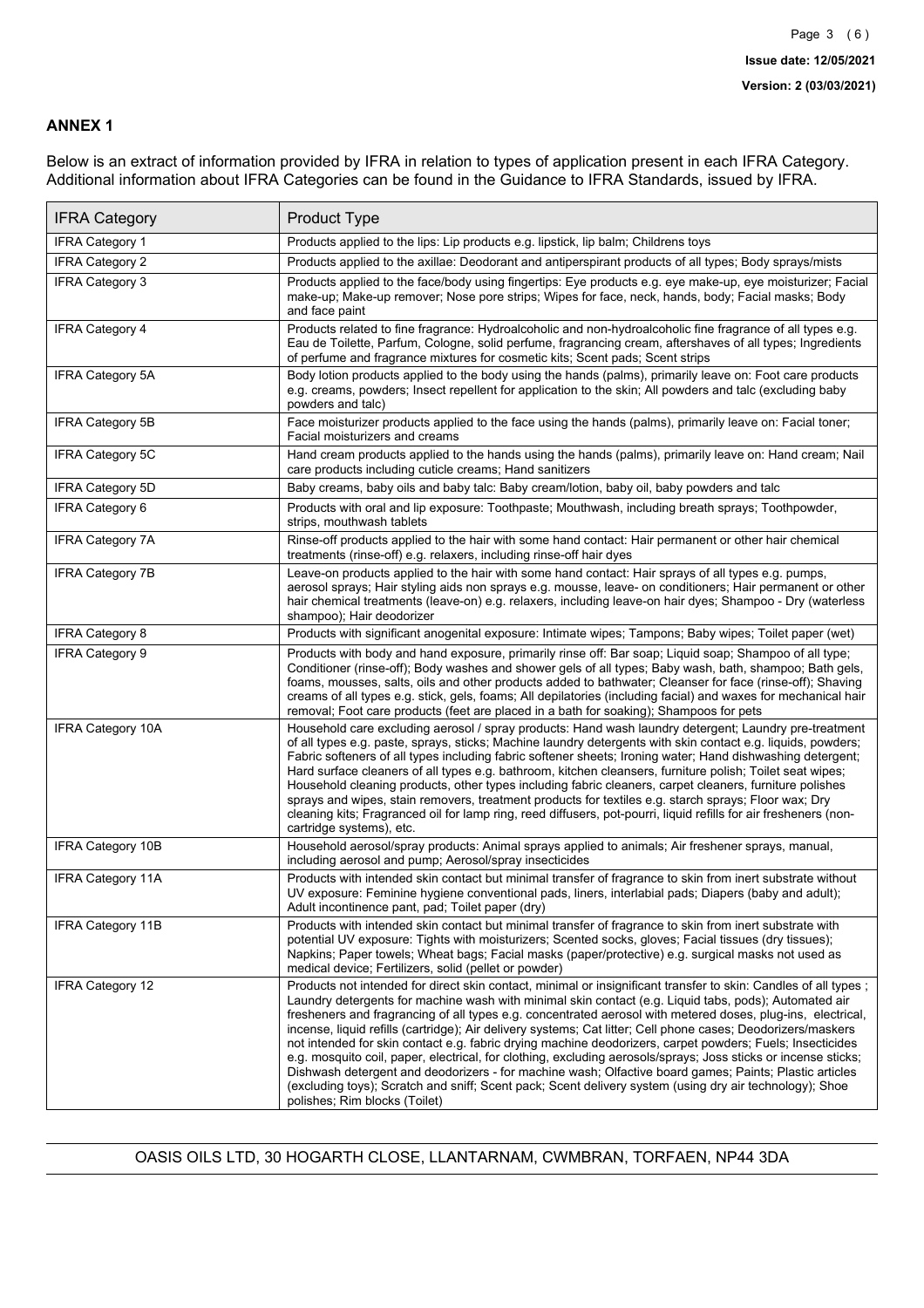## ANNEX 1

Below is an extract of information provided by IFRA in relation to types of application present in each IFRA Category. Additional information about IFRA Categories can be found in the Guidance to IFRA Standards, issued by IFRA.

| IFRA Category | Product Type |
| --- | --- |
| IFRA Category 1 | Products applied to the lips: Lip products e.g. lipstick, lip balm; Childrens toys |
| IFRA Category 2 | Products applied to the axillae: Deodorant and antiperspirant products of all types; Body sprays/mists |
| IFRA Category 3 | Products applied to the face/body using fingertips: Eye products e.g. eye make-up, eye moisturizer; Facial make-up; Make-up remover; Nose pore strips; Wipes for face, neck, hands, body; Facial masks; Body and face paint |
| IFRA Category 4 | Products related to fine fragrance: Hydroalcoholic and non-hydroalcoholic fine fragrance of all types e.g. Eau de Toilette, Parfum, Cologne, solid perfume, fragrancing cream, aftershaves of all types; Ingredients of perfume and fragrance mixtures for cosmetic kits; Scent pads; Scent strips |
| IFRA Category 5A | Body lotion products applied to the body using the hands (palms), primarily leave on: Foot care products e.g. creams, powders; Insect repellent for application to the skin; All powders and talc (excluding baby powders and talc) |
| IFRA Category 5B | Face moisturizer products applied to the face using the hands (palms), primarily leave on: Facial toner; Facial moisturizers and creams |
| IFRA Category 5C | Hand cream products applied to the hands using the hands (palms), primarily leave on: Hand cream; Nail care products including cuticle creams; Hand sanitizers |
| IFRA Category 5D | Baby creams, baby oils and baby talc: Baby cream/lotion, baby oil, baby powders and talc |
| IFRA Category 6 | Products with oral and lip exposure: Toothpaste; Mouthwash, including breath sprays; Toothpowder, strips, mouthwash tablets |
| IFRA Category 7A | Rinse-off products applied to the hair with some hand contact: Hair permanent or other hair chemical treatments (rinse-off) e.g. relaxers, including rinse-off hair dyes |
| IFRA Category 7B | Leave-on products applied to the hair with some hand contact: Hair sprays of all types e.g. pumps, aerosol sprays; Hair styling aids non sprays e.g. mousse, leave- on conditioners; Hair permanent or other hair chemical treatments (leave-on) e.g. relaxers, including leave-on hair dyes; Shampoo - Dry (waterless shampoo); Hair deodorizer |
| IFRA Category 8 | Products with significant anogenital exposure: Intimate wipes; Tampons; Baby wipes; Toilet paper (wet) |
| IFRA Category 9 | Products with body and hand exposure, primarily rinse off: Bar soap; Liquid soap; Shampoo of all type; Conditioner (rinse-off); Body washes and shower gels of all types; Baby wash, bath, shampoo; Bath gels, foams, mousses, salts, oils and other products added to bathwater; Cleanser for face (rinse-off); Shaving creams of all types e.g. stick, gels, foams; All depilatories (including facial) and waxes for mechanical hair removal; Foot care products (feet are placed in a bath for soaking); Shampoos for pets |
| IFRA Category 10A | Household care excluding aerosol / spray products: Hand wash laundry detergent; Laundry pre-treatment of all types e.g. paste, sprays, sticks; Machine laundry detergents with skin contact e.g. liquids, powders; Fabric softeners of all types including fabric softener sheets; Ironing water; Hand dishwashing detergent; Hard surface cleaners of all types e.g. bathroom, kitchen cleansers, furniture polish; Toilet seat wipes; Household cleaning products, other types including fabric cleaners, carpet cleaners, furniture polishes sprays and wipes, stain removers, treatment products for textiles e.g. starch sprays; Floor wax; Dry cleaning kits; Fragranced oil for lamp ring, reed diffusers, pot-pourri, liquid refills for air fresheners (non-cartridge systems), etc. |
| IFRA Category 10B | Household aerosol/spray products: Animal sprays applied to animals; Air freshener sprays, manual, including aerosol and pump; Aerosol/spray insecticides |
| IFRA Category 11A | Products with intended skin contact but minimal transfer of fragrance to skin from inert substrate without UV exposure: Feminine hygiene conventional pads, liners, interlabial pads; Diapers (baby and adult); Adult incontinence pant, pad; Toilet paper (dry) |
| IFRA Category 11B | Products with intended skin contact but minimal transfer of fragrance to skin from inert substrate with potential UV exposure: Tights with moisturizers; Scented socks, gloves; Facial tissues (dry tissues); Napkins; Paper towels; Wheat bags; Facial masks (paper/protective) e.g. surgical masks not used as medical device; Fertilizers, solid (pellet or powder) |
| IFRA Category 12 | Products not intended for direct skin contact, minimal or insignificant transfer to skin: Candles of all types ; Laundry detergents for machine wash with minimal skin contact (e.g. Liquid tabs, pods); Automated air fresheners and fragrancing of all types e.g. concentrated aerosol with metered doses, plug-ins, electrical, incense, liquid refills (cartridge); Air delivery systems; Cat litter; Cell phone cases; Deodorizers/maskers not intended for skin contact e.g. fabric drying machine deodorizers, carpet powders; Fuels; Insecticides e.g. mosquito coil, paper, electrical, for clothing, excluding aerosols/sprays; Joss sticks or incense sticks; Dishwash detergent and deodorizers - for machine wash; Olfactive board games; Paints; Plastic articles (excluding toys); Scratch and sniff; Scent pack; Scent delivery system (using dry air technology); Shoe polishes; Rim blocks (Toilet) |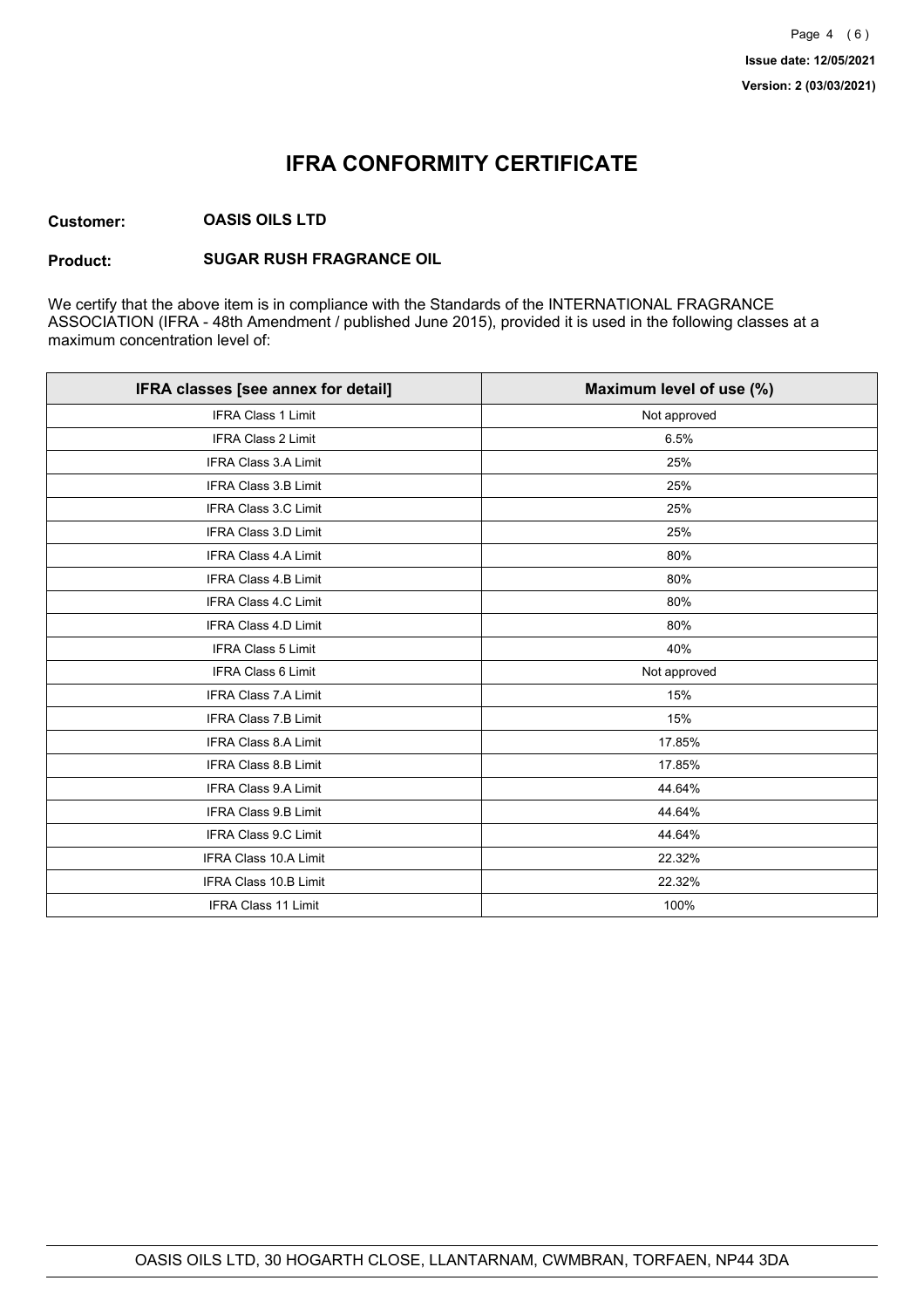# IFRA CONFORMITY CERTIFICATE

**Customer:** **OASIS OILS LTD**

**Product:** **SUGAR RUSH FRAGRANCE OIL**

We certify that the above item is in compliance with the Standards of the INTERNATIONAL FRAGRANCE ASSOCIATION (IFRA - 48th Amendment / published June 2015), provided it is used in the following classes at a maximum concentration level of:

| IFRA classes [see annex for detail] | Maximum level of use (%) |
| --- | --- |
| IFRA Class 1 Limit | Not approved |
| IFRA Class 2 Limit | 6.5% |
| IFRA Class 3.A Limit | 25% |
| IFRA Class 3.B Limit | 25% |
| IFRA Class 3.C Limit | 25% |
| IFRA Class 3.D Limit | 25% |
| IFRA Class 4.A Limit | 80% |
| IFRA Class 4.B Limit | 80% |
| IFRA Class 4.C Limit | 80% |
| IFRA Class 4.D Limit | 80% |
| IFRA Class 5 Limit | 40% |
| IFRA Class 6 Limit | Not approved |
| IFRA Class 7.A Limit | 15% |
| IFRA Class 7.B Limit | 15% |
| IFRA Class 8.A Limit | 17.85% |
| IFRA Class 8.B Limit | 17.85% |
| IFRA Class 9.A Limit | 44.64% |
| IFRA Class 9.B Limit | 44.64% |
| IFRA Class 9.C Limit | 44.64% |
| IFRA Class 10.A Limit | 22.32% |
| IFRA Class 10.B Limit | 22.32% |
| IFRA Class 11 Limit | 100% |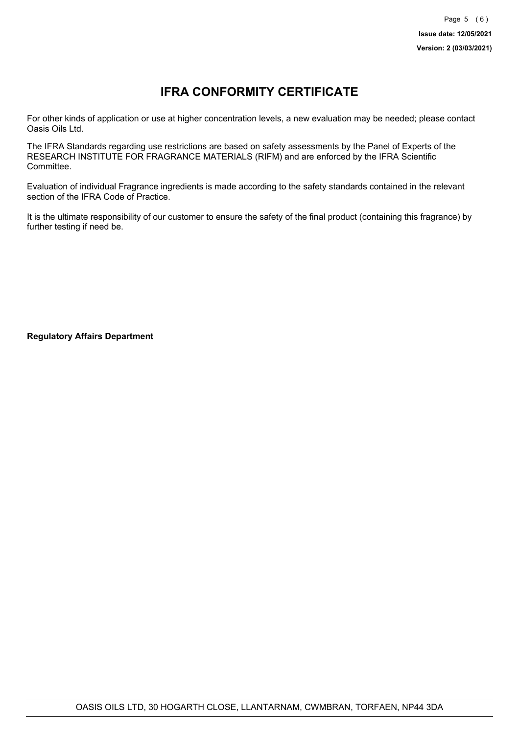# IFRA CONFORMITY CERTIFICATE

For other kinds of application or use at higher concentration levels, a new evaluation may be needed; please contact Oasis Oils Ltd.

The IFRA Standards regarding use restrictions are based on safety assessments by the Panel of Experts of the RESEARCH INSTITUTE FOR FRAGRANCE MATERIALS (RIFM) and are enforced by the IFRA Scientific Committee.

Evaluation of individual Fragrance ingredients is made according to the safety standards contained in the relevant section of the IFRA Code of Practice.

It is the ultimate responsibility of our customer to ensure the safety of the final product (containing this fragrance) by further testing if need be.

**Regulatory Affairs Department**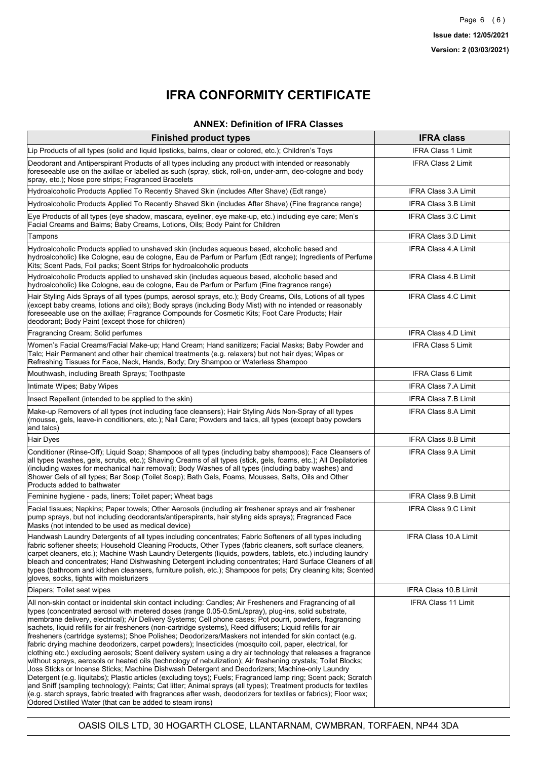Issue date: 12/05/2021

Version: 2 (03/03/2021)

# IFRA CONFORMITY CERTIFICATE

### ANNEX: Definition of IFRA Classes

| Finished product types | IFRA class |
| --- | --- |
| Lip Products of all types (solid and liquid lipsticks, balms, clear or colored, etc.); Children's Toys | IFRA Class 1 Limit |
| Deodorant and Antiperspirant Products of all types including any product with intended or reasonably foreseeable use on the axillae or labelled as such (spray, stick, roll-on, under-arm, deo-cologne and body spray, etc.); Nose pore strips; Fragranced Bracelets | IFRA Class 2 Limit |
| Hydroalcoholic Products Applied To Recently Shaved Skin (includes After Shave) (Edt range) | IFRA Class 3.A Limit |
| Hydroalcoholic Products Applied To Recently Shaved Skin (includes After Shave) (Fine fragrance range) | IFRA Class 3.B Limit |
| Eye Products of all types (eye shadow, mascara, eyeliner, eye make-up, etc.) including eye care; Men's Facial Creams and Balms; Baby Creams, Lotions, Oils; Body Paint for Children | IFRA Class 3.C Limit |
| Tampons | IFRA Class 3.D Limit |
| Hydroalcoholic Products applied to unshaved skin (includes aqueous based, alcoholic based and hydroalcoholic) like Cologne, eau de cologne, Eau de Parfum or Parfum (Edt range); Ingredients of Perfume Kits; Scent Pads, Foil packs; Scent Strips for hydroalcoholic products | IFRA Class 4.A Limit |
| Hydroalcoholic Products applied to unshaved skin (includes aqueous based, alcoholic based and hydroalcoholic) like Cologne, eau de cologne, Eau de Parfum or Parfum (Fine fragrance range) | IFRA Class 4.B Limit |
| Hair Styling Aids Sprays of all types (pumps, aerosol sprays, etc.); Body Creams, Oils, Lotions of all types (except baby creams, lotions and oils); Body sprays (including Body Mist) with no intended or reasonably foreseeable use on the axillae; Fragrance Compounds for Cosmetic Kits; Foot Care Products; Hair deodorant; Body Paint (except those for children) | IFRA Class 4.C Limit |
| Fragrancing Cream; Solid perfumes | IFRA Class 4.D Limit |
| Women's Facial Creams/Facial Make-up; Hand Cream; Hand sanitizers; Facial Masks; Baby Powder and Talc; Hair Permanent and other hair chemical treatments (e.g. relaxers) but not hair dyes; Wipes or Refreshing Tissues for Face, Neck, Hands, Body; Dry Shampoo or Waterless Shampoo | IFRA Class 5 Limit |
| Mouthwash, including Breath Sprays; Toothpaste | IFRA Class 6 Limit |
| Intimate Wipes; Baby Wipes | IFRA Class 7.A Limit |
| Insect Repellent (intended to be applied to the skin) | IFRA Class 7.B Limit |
| Make-up Removers of all types (not including face cleansers); Hair Styling Aids Non-Spray of all types (mousse, gels, leave-in conditioners, etc.); Nail Care; Powders and talcs, all types (except baby powders and talcs) | IFRA Class 8.A Limit |
| Hair Dyes | IFRA Class 8.B Limit |
| Conditioner (Rinse-Off); Liquid Soap; Shampoos of all types (including baby shampoos); Face Cleansers of all types (washes, gels, scrubs, etc.); Shaving Creams of all types (stick, gels, foams, etc.); All Depilatories (including waxes for mechanical hair removal); Body Washes of all types (including baby washes) and Shower Gels of all types; Bar Soap (Toilet Soap); Bath Gels, Foams, Mousses, Salts, Oils and Other Products added to bathwater | IFRA Class 9.A Limit |
| Feminine hygiene - pads, liners; Toilet paper; Wheat bags | IFRA Class 9.B Limit |
| Facial tissues; Napkins; Paper towels; Other Aerosols (including air freshener sprays and air freshener pump sprays, but not including deodorants/antiperspirants, hair styling aids sprays); Fragranced Face Masks (not intended to be used as medical device) | IFRA Class 9.C Limit |
| Handwash Laundry Detergents of all types including concentrates; Fabric Softeners of all types including fabric softener sheets; Household Cleaning Products, Other Types (fabric cleaners, soft surface cleaners, carpet cleaners, etc.); Machine Wash Laundry Detergents (liquids, powders, tablets, etc.) including laundry bleach and concentrates; Hand Dishwashing Detergent including concentrates; Hard Surface Cleaners of all types (bathroom and kitchen cleansers, furniture polish, etc.); Shampoos for pets; Dry cleaning kits; Scented gloves, socks, tights with moisturizers | IFRA Class 10.A Limit |
| Diapers; Toilet seat wipes | IFRA Class 10.B Limit |
| All non-skin contact or incidental skin contact including: Candles; Air Fresheners and Fragrancing of all types (concentrated aerosol with metered doses (range 0.05-0.5mL/spray), plug-ins, solid substrate, membrane delivery, electrical); Air Delivery Systems; Cell phone cases; Pot pourri, powders, fragrancing sachets, liquid refills for air fresheners (non-cartridge systems), Reed diffusers; Liquid refills for air fresheners (cartridge systems); Shoe Polishes; Deodorizers/Maskers not intended for skin contact (e.g. fabric drying machine deodorizers, carpet powders); Insecticides (mosquito coil, paper, electrical, for clothing etc.) excluding aerosols; Scent delivery system using a dry air technology that releases a fragrance without sprays, aerosols or heated oils (technology of nebulization); Air freshening crystals; Toilet Blocks; Joss Sticks or Incense Sticks; Machine Dishwash Detergent and Deodorizers; Machine-only Laundry Detergent (e.g. liquitabs); Plastic articles (excluding toys); Fuels; Fragranced lamp ring; Scent pack; Scratch and Sniff (sampling technology); Paints; Cat litter; Animal sprays (all types); Treatment products for textiles (e.g. starch sprays, fabric treated with fragrances after wash, deodorizers for textiles or fabrics); Floor wax; Odored Distilled Water (that can be added to steam irons) | IFRA Class 11 Limit |

OASIS OILS LTD, 30 HOGARTH CLOSE, LLANTARNAM, CWMBRAN, TORFAEN, NP44 3DA